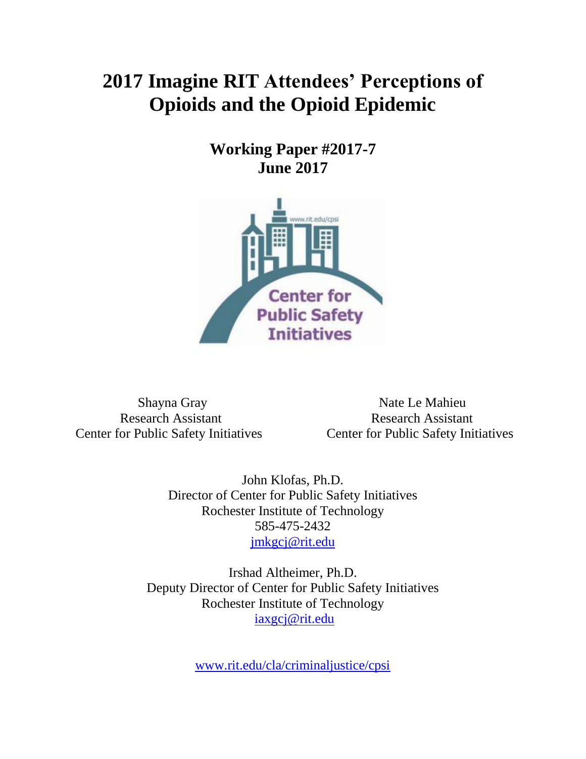# 2017 Imagine RIT Attendees' Perceptions of Opioids and the Opioid Epidemic

**Working Paper #2017-7**
**June 2017**

Shayna Gray
Research Assistant
Center for Public Safety Initiatives

Nate Le Mahieu
Research Assistant
Center for Public Safety Initiatives

John Klofas, Ph.D.
Director of Center for Public Safety Initiatives
Rochester Institute of Technology
585-475-2432
jmkgcj@rit.edu

Irshad Altheimer, Ph.D.
Deputy Director of Center for Public Safety Initiatives
Rochester Institute of Technology
iaxgcj@rit.edu

www.rit.edu/cla/criminaljustice/cpsi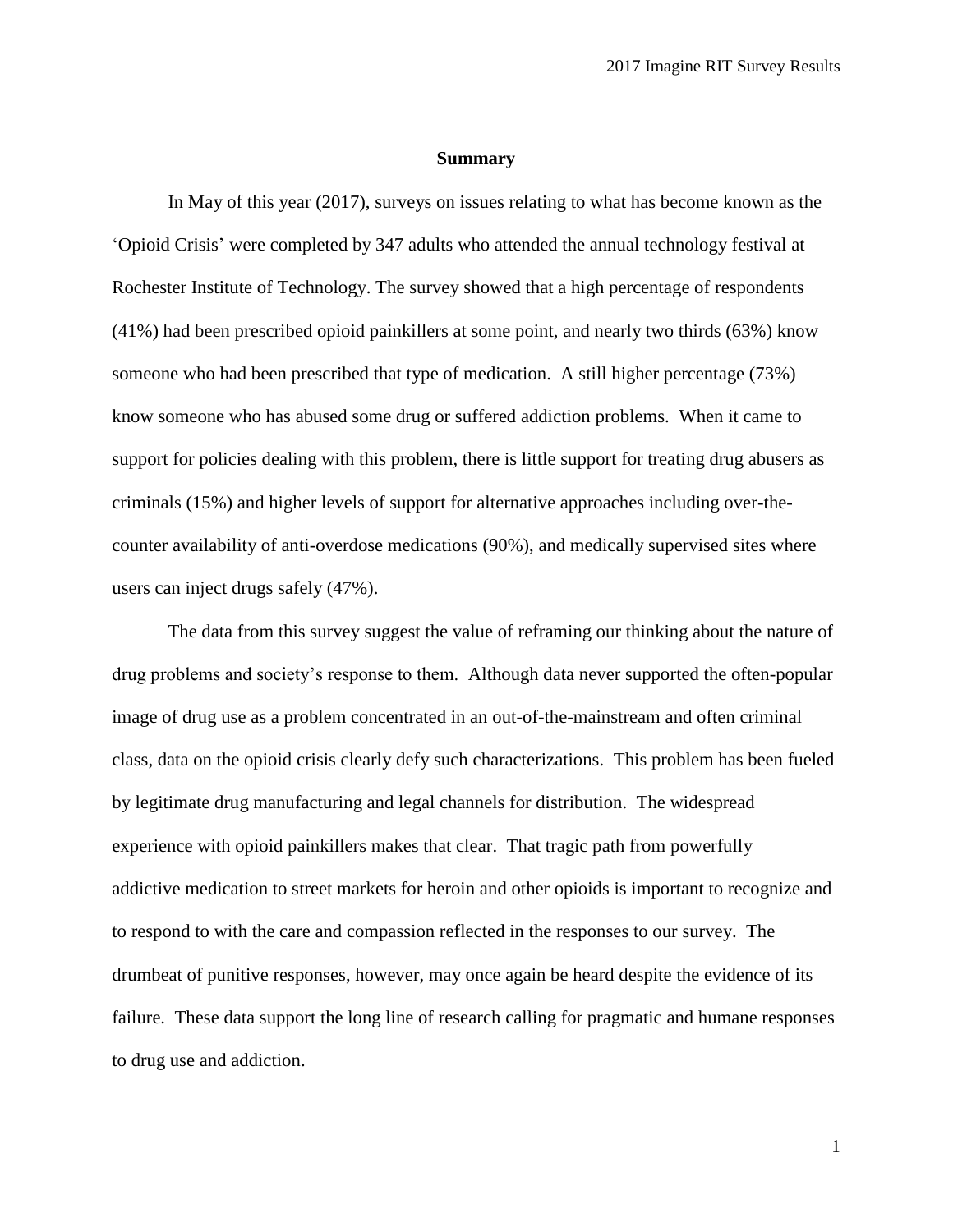## Summary

In May of this year (2017), surveys on issues relating to what has become known as the 'Opioid Crisis' were completed by 347 adults who attended the annual technology festival at Rochester Institute of Technology. The survey showed that a high percentage of respondents (41%) had been prescribed opioid painkillers at some point, and nearly two thirds (63%) know someone who had been prescribed that type of medication. A still higher percentage (73%) know someone who has abused some drug or suffered addiction problems. When it came to support for policies dealing with this problem, there is little support for treating drug abusers as criminals (15%) and higher levels of support for alternative approaches including over-the-counter availability of anti-overdose medications (90%), and medically supervised sites where users can inject drugs safely (47%).

The data from this survey suggest the value of reframing our thinking about the nature of drug problems and society's response to them. Although data never supported the often-popular image of drug use as a problem concentrated in an out-of-the-mainstream and often criminal class, data on the opioid crisis clearly defy such characterizations. This problem has been fueled by legitimate drug manufacturing and legal channels for distribution. The widespread experience with opioid painkillers makes that clear. That tragic path from powerfully addictive medication to street markets for heroin and other opioids is important to recognize and to respond to with the care and compassion reflected in the responses to our survey. The drumbeat of punitive responses, however, may once again be heard despite the evidence of its failure. These data support the long line of research calling for pragmatic and humane responses to drug use and addiction.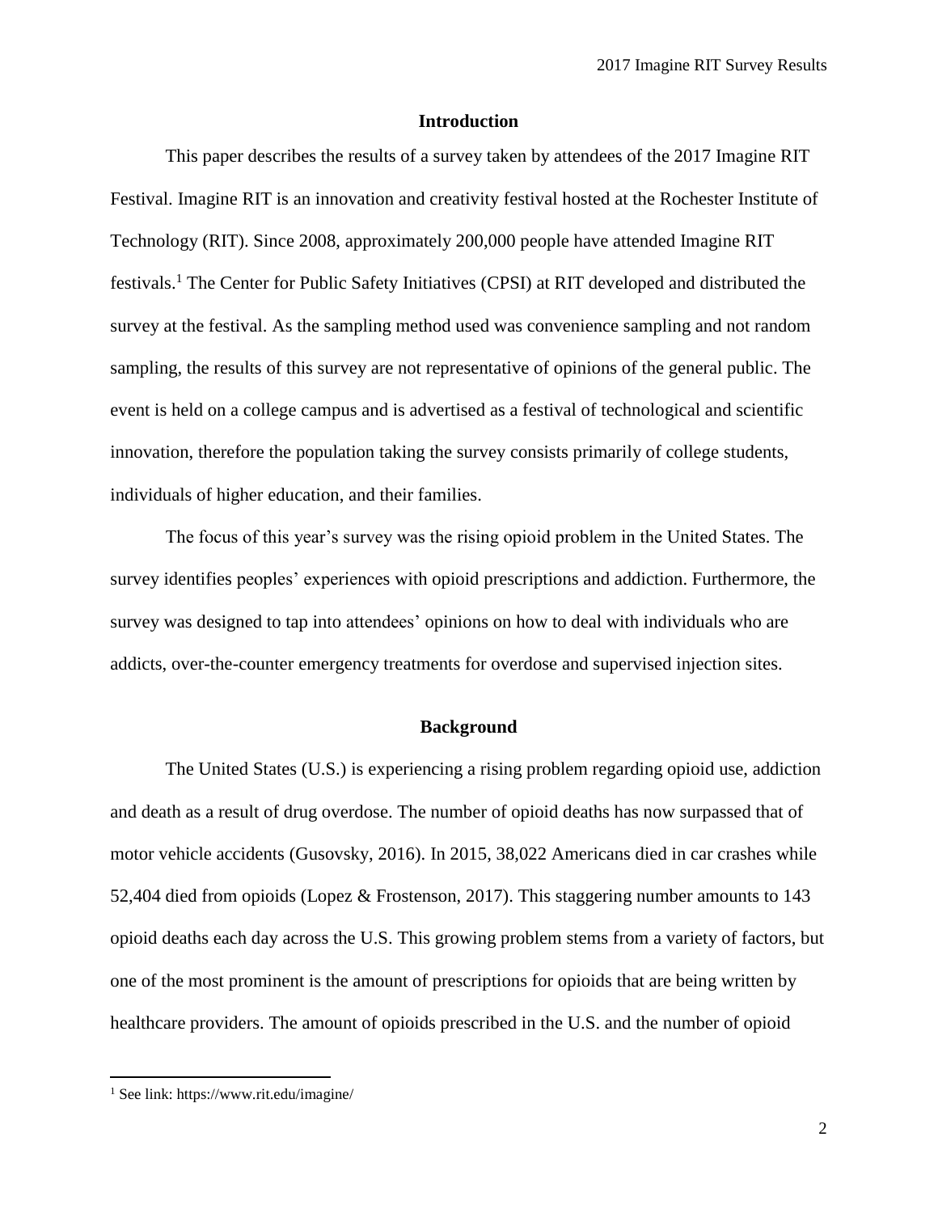## Introduction

This paper describes the results of a survey taken by attendees of the 2017 Imagine RIT Festival. Imagine RIT is an innovation and creativity festival hosted at the Rochester Institute of Technology (RIT). Since 2008, approximately 200,000 people have attended Imagine RIT festivals.[1] The Center for Public Safety Initiatives (CPSI) at RIT developed and distributed the survey at the festival. As the sampling method used was convenience sampling and not random sampling, the results of this survey are not representative of opinions of the general public. The event is held on a college campus and is advertised as a festival of technological and scientific innovation, therefore the population taking the survey consists primarily of college students, individuals of higher education, and their families.

The focus of this year's survey was the rising opioid problem in the United States. The survey identifies peoples' experiences with opioid prescriptions and addiction. Furthermore, the survey was designed to tap into attendees' opinions on how to deal with individuals who are addicts, over-the-counter emergency treatments for overdose and supervised injection sites.

## Background

The United States (U.S.) is experiencing a rising problem regarding opioid use, addiction and death as a result of drug overdose. The number of opioid deaths has now surpassed that of motor vehicle accidents (Gusovsky, 2016). In 2015, 38,022 Americans died in car crashes while 52,404 died from opioids (Lopez & Frostenson, 2017). This staggering number amounts to 143 opioid deaths each day across the U.S. This growing problem stems from a variety of factors, but one of the most prominent is the amount of prescriptions for opioids that are being written by healthcare providers. The amount of opioids prescribed in the U.S. and the number of opioid

[1] See link: https://www.rit.edu/imagine/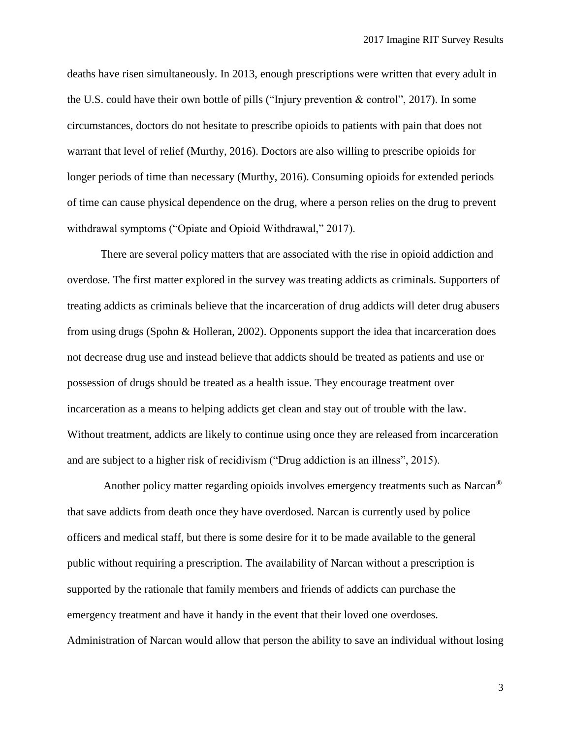deaths have risen simultaneously. In 2013, enough prescriptions were written that every adult in the U.S. could have their own bottle of pills ("Injury prevention & control", 2017). In some circumstances, doctors do not hesitate to prescribe opioids to patients with pain that does not warrant that level of relief (Murthy, 2016). Doctors are also willing to prescribe opioids for longer periods of time than necessary (Murthy, 2016). Consuming opioids for extended periods of time can cause physical dependence on the drug, where a person relies on the drug to prevent withdrawal symptoms ("Opiate and Opioid Withdrawal," 2017).

There are several policy matters that are associated with the rise in opioid addiction and overdose. The first matter explored in the survey was treating addicts as criminals. Supporters of treating addicts as criminals believe that the incarceration of drug addicts will deter drug abusers from using drugs (Spohn & Holleran, 2002). Opponents support the idea that incarceration does not decrease drug use and instead believe that addicts should be treated as patients and use or possession of drugs should be treated as a health issue. They encourage treatment over incarceration as a means to helping addicts get clean and stay out of trouble with the law. Without treatment, addicts are likely to continue using once they are released from incarceration and are subject to a higher risk of recidivism ("Drug addiction is an illness", 2015).

Another policy matter regarding opioids involves emergency treatments such as Narcan® that save addicts from death once they have overdosed. Narcan is currently used by police officers and medical staff, but there is some desire for it to be made available to the general public without requiring a prescription. The availability of Narcan without a prescription is supported by the rationale that family members and friends of addicts can purchase the emergency treatment and have it handy in the event that their loved one overdoses. Administration of Narcan would allow that person the ability to save an individual without losing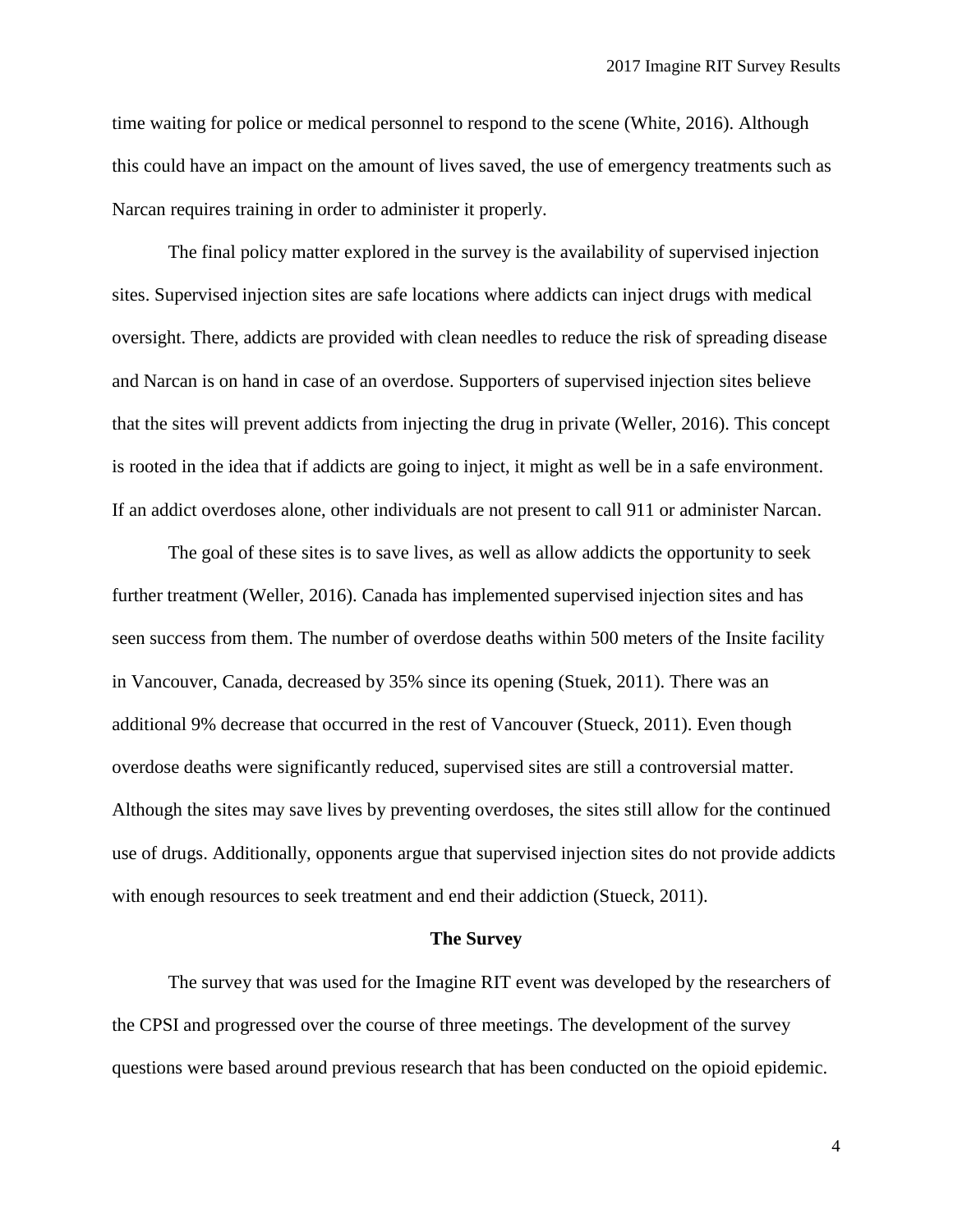time waiting for police or medical personnel to respond to the scene (White, 2016). Although this could have an impact on the amount of lives saved, the use of emergency treatments such as Narcan requires training in order to administer it properly.

The final policy matter explored in the survey is the availability of supervised injection sites. Supervised injection sites are safe locations where addicts can inject drugs with medical oversight. There, addicts are provided with clean needles to reduce the risk of spreading disease and Narcan is on hand in case of an overdose. Supporters of supervised injection sites believe that the sites will prevent addicts from injecting the drug in private (Weller, 2016). This concept is rooted in the idea that if addicts are going to inject, it might as well be in a safe environment. If an addict overdoses alone, other individuals are not present to call 911 or administer Narcan.

The goal of these sites is to save lives, as well as allow addicts the opportunity to seek further treatment (Weller, 2016). Canada has implemented supervised injection sites and has seen success from them. The number of overdose deaths within 500 meters of the Insite facility in Vancouver, Canada, decreased by 35% since its opening (Stuek, 2011). There was an additional 9% decrease that occurred in the rest of Vancouver (Stueck, 2011). Even though overdose deaths were significantly reduced, supervised sites are still a controversial matter. Although the sites may save lives by preventing overdoses, the sites still allow for the continued use of drugs. Additionally, opponents argue that supervised injection sites do not provide addicts with enough resources to seek treatment and end their addiction (Stueck, 2011).

## The Survey

The survey that was used for the Imagine RIT event was developed by the researchers of the CPSI and progressed over the course of three meetings. The development of the survey questions were based around previous research that has been conducted on the opioid epidemic.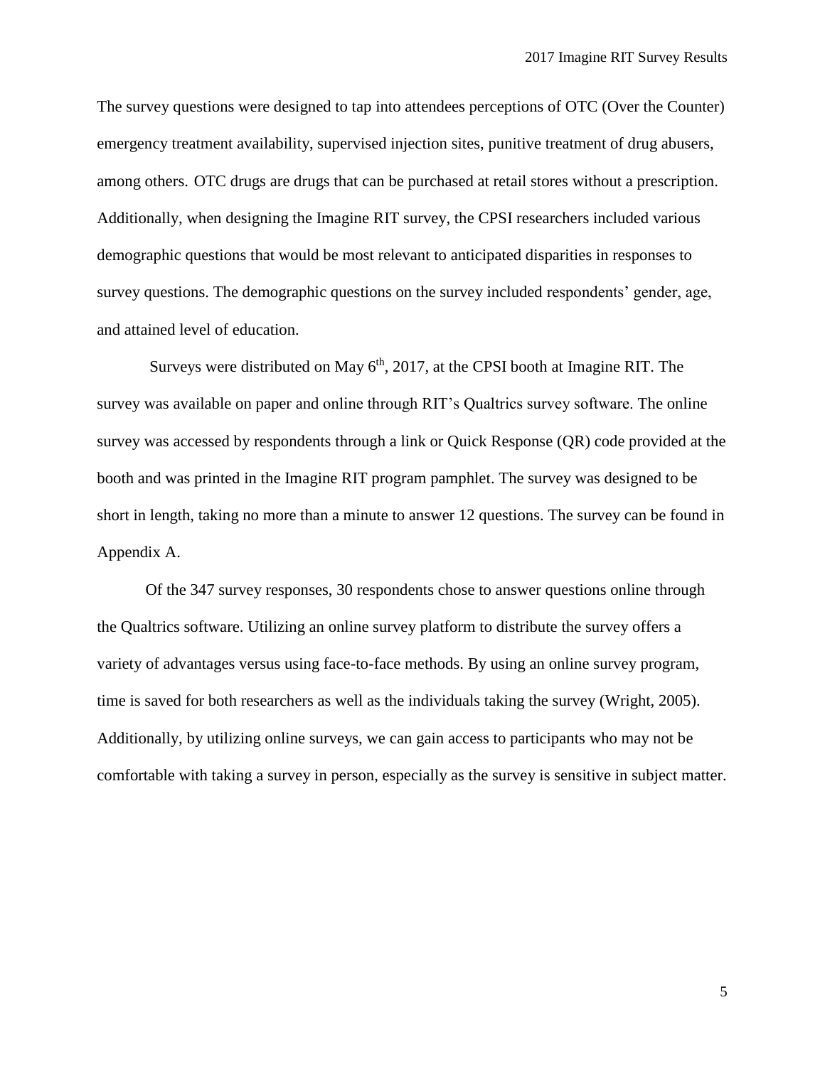The survey questions were designed to tap into attendees perceptions of OTC (Over the Counter) emergency treatment availability, supervised injection sites, punitive treatment of drug abusers, among others. OTC drugs are drugs that can be purchased at retail stores without a prescription. Additionally, when designing the Imagine RIT survey, the CPSI researchers included various demographic questions that would be most relevant to anticipated disparities in responses to survey questions. The demographic questions on the survey included respondents' gender, age, and attained level of education.

Surveys were distributed on May 6th, 2017, at the CPSI booth at Imagine RIT. The survey was available on paper and online through RIT's Qualtrics survey software. The online survey was accessed by respondents through a link or Quick Response (QR) code provided at the booth and was printed in the Imagine RIT program pamphlet. The survey was designed to be short in length, taking no more than a minute to answer 12 questions. The survey can be found in Appendix A.

Of the 347 survey responses, 30 respondents chose to answer questions online through the Qualtrics software. Utilizing an online survey platform to distribute the survey offers a variety of advantages versus using face-to-face methods. By using an online survey program, time is saved for both researchers as well as the individuals taking the survey (Wright, 2005). Additionally, by utilizing online surveys, we can gain access to participants who may not be comfortable with taking a survey in person, especially as the survey is sensitive in subject matter.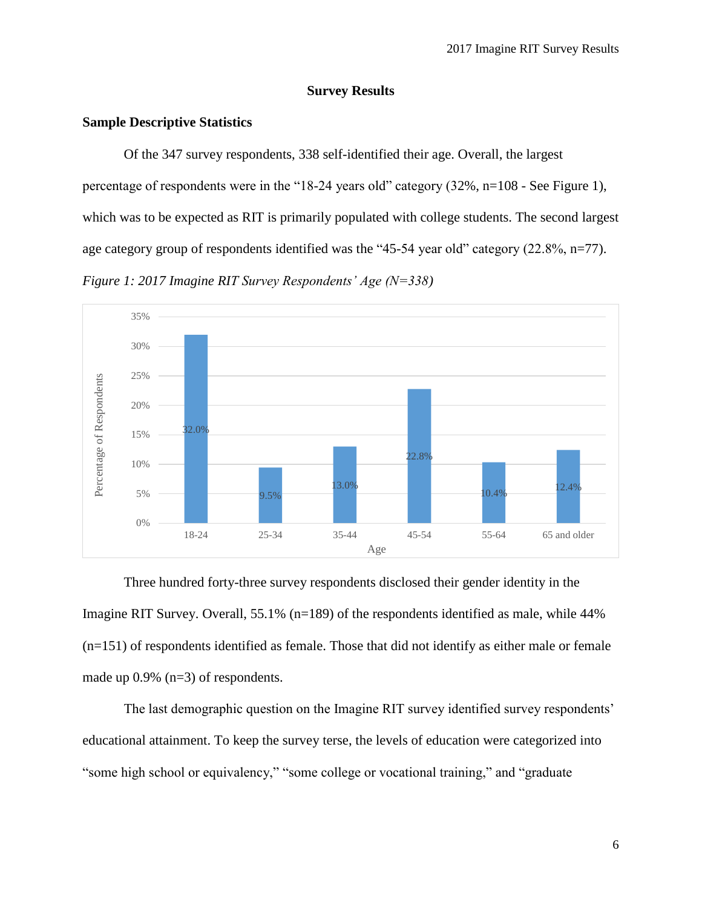## Survey Results

### Sample Descriptive Statistics

Of the 347 survey respondents, 338 self-identified their age. Overall, the largest percentage of respondents were in the "18-24 years old" category (32%, n=108 - See Figure 1), which was to be expected as RIT is primarily populated with college students. The second largest age category group of respondents identified was the "45-54 year old" category (22.8%, n=77).

*Figure 1: 2017 Imagine RIT Survey Respondents' Age (N=338)*

| Age | Percentage of Respondents |
|---|---|
| 18-24 | 32.0% |
| 25-34 | 9.5% |
| 35-44 | 13.0% |
| 45-54 | 22.8% |
| 55-64 | 10.4% |
| 65 and older | 12.4% |

Three hundred forty-three survey respondents disclosed their gender identity in the Imagine RIT Survey. Overall, 55.1% (n=189) of the respondents identified as male, while 44% (n=151) of respondents identified as female. Those that did not identify as either male or female made up 0.9% (n=3) of respondents.

The last demographic question on the Imagine RIT survey identified survey respondents' educational attainment. To keep the survey terse, the levels of education were categorized into "some high school or equivalency," "some college or vocational training," and "graduate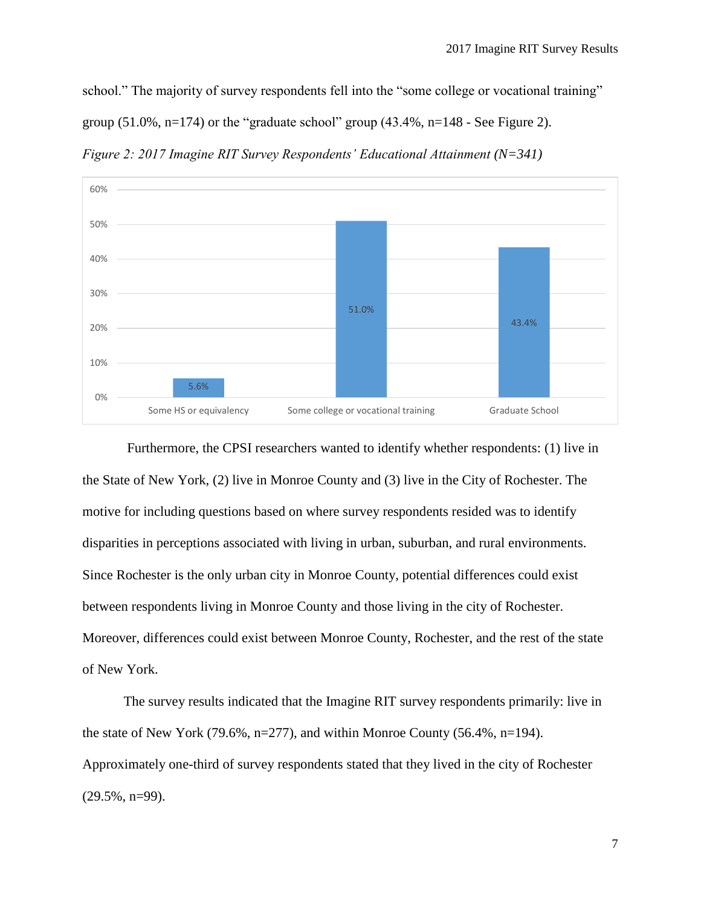school." The majority of survey respondents fell into the "some college or vocational training" group (51.0%, n=174) or the "graduate school" group (43.4%, n=148 - See Figure 2).

*Figure 2: 2017 Imagine RIT Survey Respondents' Educational Attainment (N=341)*

| Educational Attainment | Percent |
|---|---|
| Some HS or equivalency | 5.6% |
| Some college or vocational training | 51.0% |
| Graduate School | 43.4% |

Furthermore, the CPSI researchers wanted to identify whether respondents: (1) live in the State of New York, (2) live in Monroe County and (3) live in the City of Rochester. The motive for including questions based on where survey respondents resided was to identify disparities in perceptions associated with living in urban, suburban, and rural environments. Since Rochester is the only urban city in Monroe County, potential differences could exist between respondents living in Monroe County and those living in the city of Rochester. Moreover, differences could exist between Monroe County, Rochester, and the rest of the state of New York.

The survey results indicated that the Imagine RIT survey respondents primarily: live in the state of New York (79.6%, n=277), and within Monroe County (56.4%, n=194). Approximately one-third of survey respondents stated that they lived in the city of Rochester (29.5%, n=99).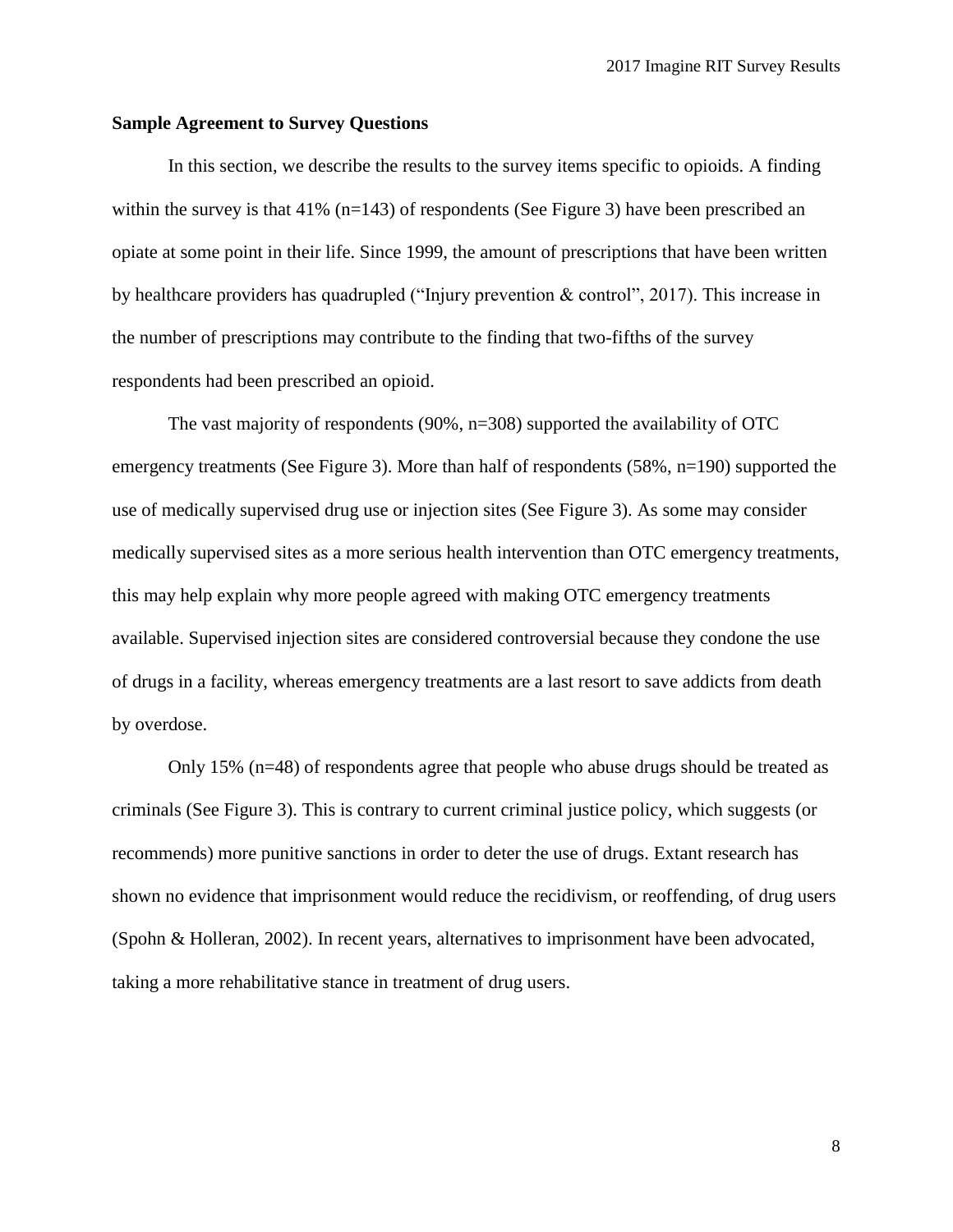**Sample Agreement to Survey Questions**

In this section, we describe the results to the survey items specific to opioids. A finding within the survey is that 41% (n=143) of respondents (See Figure 3) have been prescribed an opiate at some point in their life. Since 1999, the amount of prescriptions that have been written by healthcare providers has quadrupled ("Injury prevention & control", 2017). This increase in the number of prescriptions may contribute to the finding that two-fifths of the survey respondents had been prescribed an opioid.

The vast majority of respondents (90%, n=308) supported the availability of OTC emergency treatments (See Figure 3). More than half of respondents (58%, n=190) supported the use of medically supervised drug use or injection sites (See Figure 3). As some may consider medically supervised sites as a more serious health intervention than OTC emergency treatments, this may help explain why more people agreed with making OTC emergency treatments available. Supervised injection sites are considered controversial because they condone the use of drugs in a facility, whereas emergency treatments are a last resort to save addicts from death by overdose.

Only 15% (n=48) of respondents agree that people who abuse drugs should be treated as criminals (See Figure 3). This is contrary to current criminal justice policy, which suggests (or recommends) more punitive sanctions in order to deter the use of drugs. Extant research has shown no evidence that imprisonment would reduce the recidivism, or reoffending, of drug users (Spohn & Holleran, 2002). In recent years, alternatives to imprisonment have been advocated, taking a more rehabilitative stance in treatment of drug users.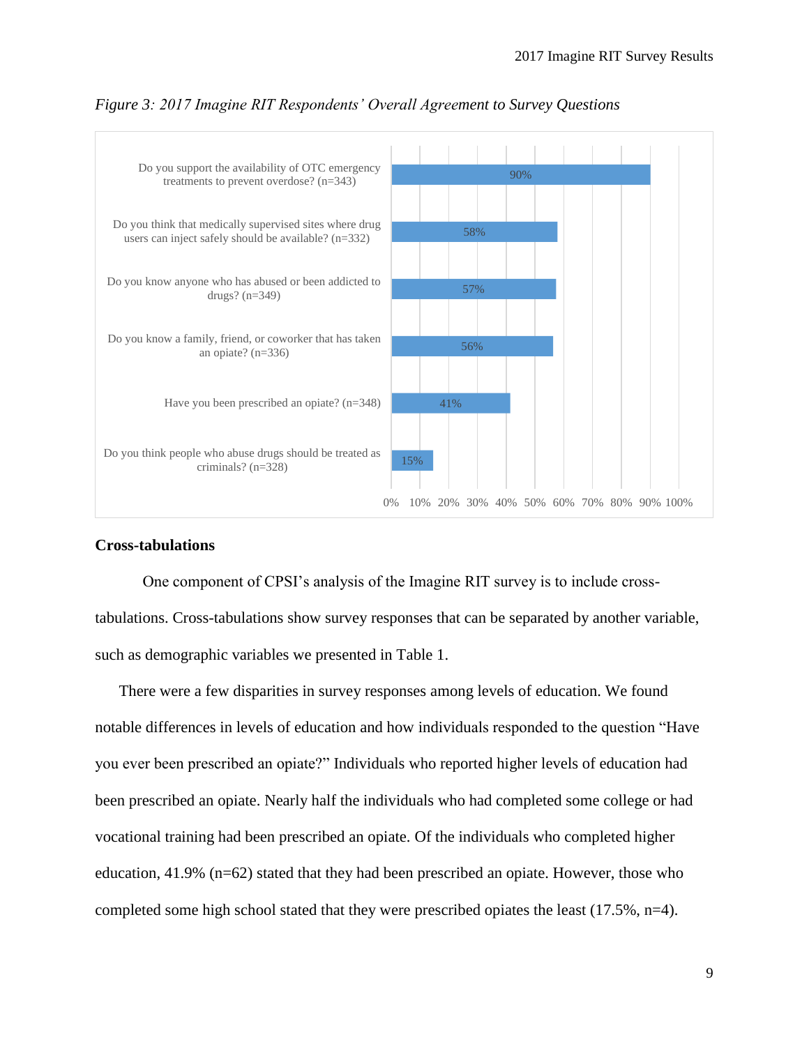*Figure 3: 2017 Imagine RIT Respondents' Overall Agreement to Survey Questions*

| Survey Question | Agreement |
| --- | --- |
| Do you support the availability of OTC emergency treatments to prevent overdose? (n=343) | 90% |
| Do you think that medically supervised sites where drug users can inject safely should be available? (n=332) | 58% |
| Do you know anyone who has abused or been addicted to drugs? (n=349) | 57% |
| Do you know a family, friend, or coworker that has taken an opiate? (n=336) | 56% |
| Have you been prescribed an opiate? (n=348) | 41% |
| Do you think people who abuse drugs should be treated as criminals? (n=328) | 15% |

## Cross-tabulations

One component of CPSI's analysis of the Imagine RIT survey is to include cross-tabulations. Cross-tabulations show survey responses that can be separated by another variable, such as demographic variables we presented in Table 1.

There were a few disparities in survey responses among levels of education. We found notable differences in levels of education and how individuals responded to the question "Have you ever been prescribed an opiate?" Individuals who reported higher levels of education had been prescribed an opiate. Nearly half the individuals who had completed some college or had vocational training had been prescribed an opiate. Of the individuals who completed higher education, 41.9% (n=62) stated that they had been prescribed an opiate. However, those who completed some high school stated that they were prescribed opiates the least (17.5%, n=4).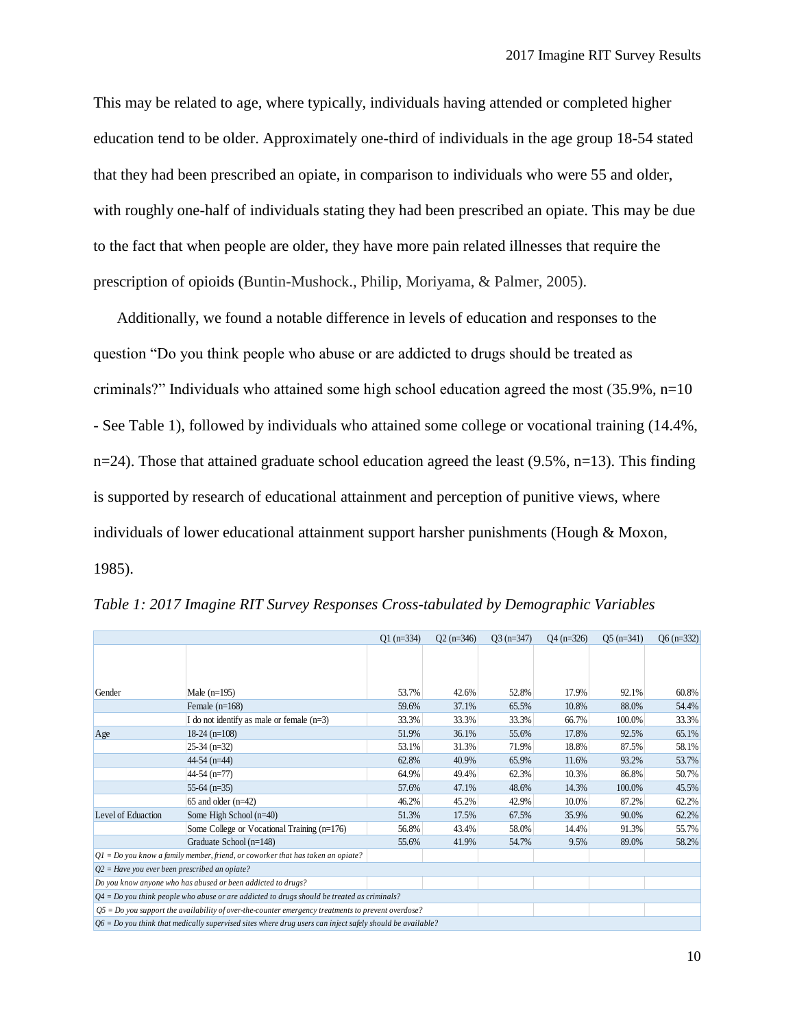This may be related to age, where typically, individuals having attended or completed higher education tend to be older. Approximately one-third of individuals in the age group 18-54 stated that they had been prescribed an opiate, in comparison to individuals who were 55 and older, with roughly one-half of individuals stating they had been prescribed an opiate. This may be due to the fact that when people are older, they have more pain related illnesses that require the prescription of opioids (Buntin-Mushock., Philip, Moriyama, & Palmer, 2005).

Additionally, we found a notable difference in levels of education and responses to the question "Do you think people who abuse or are addicted to drugs should be treated as criminals?" Individuals who attained some high school education agreed the most (35.9%, n=10 - See Table 1), followed by individuals who attained some college or vocational training (14.4%, n=24). Those that attained graduate school education agreed the least (9.5%, n=13). This finding is supported by research of educational attainment and perception of punitive views, where individuals of lower educational attainment support harsher punishments (Hough & Moxon, 1985).

*Table 1: 2017 Imagine RIT Survey Responses Cross-tabulated by Demographic Variables*

| | | Q1 (n=334) | Q2 (n=346) | Q3 (n=347) | Q4 (n=326) | Q5 (n=341) | Q6 (n=332) |
|---|---|---|---|---|---|---|---|
| Gender | Male (n=195) | 53.7% | 42.6% | 52.8% | 17.9% | 92.1% | 60.8% |
| | Female (n=168) | 59.6% | 37.1% | 65.5% | 10.8% | 88.0% | 54.4% |
| | I do not identify as male or female (n=3) | 33.3% | 33.3% | 33.3% | 66.7% | 100.0% | 33.3% |
| Age | 18-24 (n=108) | 51.9% | 36.1% | 55.6% | 17.8% | 92.5% | 65.1% |
| | 25-34 (n=32) | 53.1% | 31.3% | 71.9% | 18.8% | 87.5% | 58.1% |
| | 44-54 (n=44) | 62.8% | 40.9% | 65.9% | 11.6% | 93.2% | 53.7% |
| | 44-54 (n=77) | 64.9% | 49.4% | 62.3% | 10.3% | 86.8% | 50.7% |
| | 55-64 (n=35) | 57.6% | 47.1% | 48.6% | 14.3% | 100.0% | 45.5% |
| | 65 and older (n=42) | 46.2% | 45.2% | 42.9% | 10.0% | 87.2% | 62.2% |
| Level of Eduaction | Some High School (n=40) | 51.3% | 17.5% | 67.5% | 35.9% | 90.0% | 62.2% |
| | Some College or Vocational Training (n=176) | 56.8% | 43.4% | 58.0% | 14.4% | 91.3% | 55.7% |
| | Graduate School (n=148) | 55.6% | 41.9% | 54.7% | 9.5% | 89.0% | 58.2% |

*Q1 = Do you know a family member, friend, or coworker that has taken an opiate?*
*Q2 = Have you ever been prescribed an opiate?*
*Do you know anyone who has abused or been addicted to drugs?*
*Q4 = Do you think people who abuse or are addicted to drugs should be treated as criminals?*
*Q5 = Do you support the availability of over-the-counter emergency treatments to prevent overdose?*
*Q6 = Do you think that medically supervised sites where drug users can inject safely should be available?*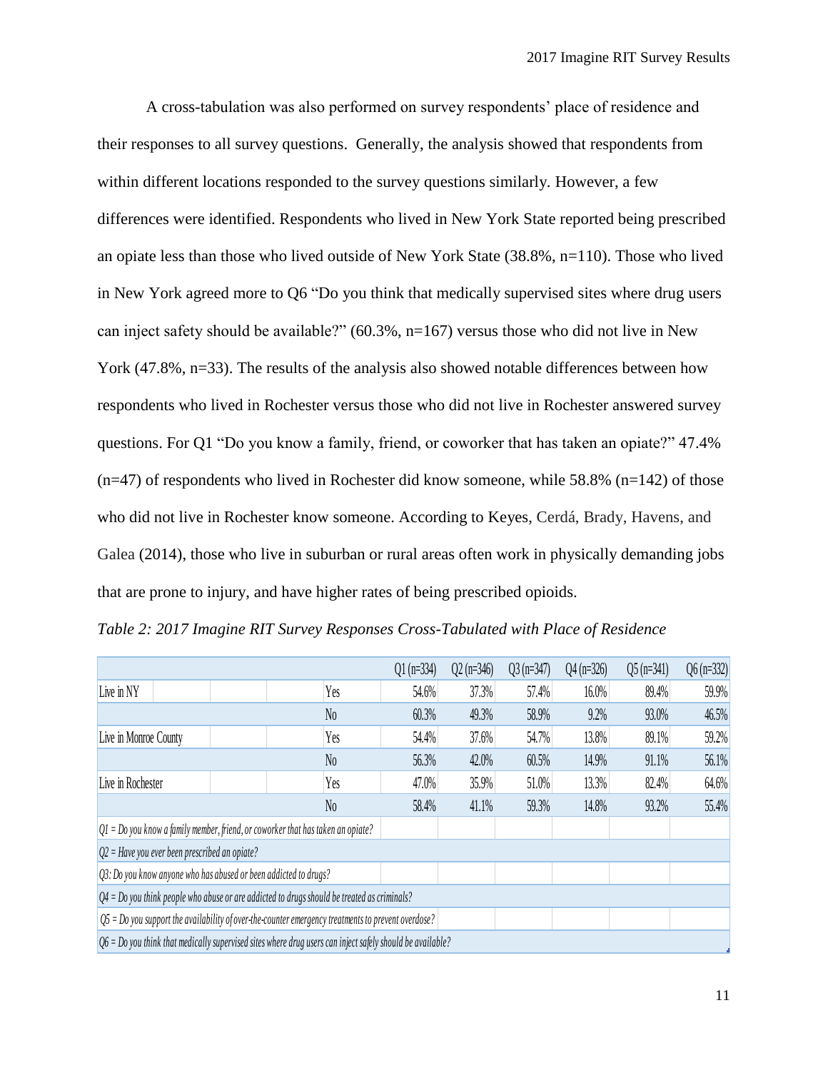A cross-tabulation was also performed on survey respondents' place of residence and their responses to all survey questions. Generally, the analysis showed that respondents from within different locations responded to the survey questions similarly. However, a few differences were identified. Respondents who lived in New York State reported being prescribed an opiate less than those who lived outside of New York State (38.8%, n=110). Those who lived in New York agreed more to Q6 "Do you think that medically supervised sites where drug users can inject safety should be available?" (60.3%, n=167) versus those who did not live in New York (47.8%, n=33). The results of the analysis also showed notable differences between how respondents who lived in Rochester versus those who did not live in Rochester answered survey questions. For Q1 "Do you know a family, friend, or coworker that has taken an opiate?" 47.4% (n=47) of respondents who lived in Rochester did know someone, while 58.8% (n=142) of those who did not live in Rochester know someone. According to Keyes, Cerdá, Brady, Havens, and Galea (2014), those who live in suburban or rural areas often work in physically demanding jobs that are prone to injury, and have higher rates of being prescribed opioids.

*Table 2: 2017 Imagine RIT Survey Responses Cross-Tabulated with Place of Residence*

| | | Q1 (n=334) | Q2 (n=346) | Q3 (n=347) | Q4 (n=326) | Q5 (n=341) | Q6 (n=332) |
|---|---|---|---|---|---|---|---|
| Live in NY | Yes | 54.6% | 37.3% | 57.4% | 16.0% | 89.4% | 59.9% |
| | No | 60.3% | 49.3% | 58.9% | 9.2% | 93.0% | 46.5% |
| Live in Monroe County | Yes | 54.4% | 37.6% | 54.7% | 13.8% | 89.1% | 59.2% |
| | No | 56.3% | 42.0% | 60.5% | 14.9% | 91.1% | 56.1% |
| Live in Rochester | Yes | 47.0% | 35.9% | 51.0% | 13.3% | 82.4% | 64.6% |
| | No | 58.4% | 41.1% | 59.3% | 14.8% | 93.2% | 55.4% |

*Q1 = Do you know a family member, friend, or coworker that has taken an opiate?*

*Q2 = Have you ever been prescribed an opiate?*

*Q3: Do you know anyone who has abused or been addicted to drugs?*

*Q4 = Do you think people who abuse or are addicted to drugs should be treated as criminals?*

*Q5 = Do you support the availability of over-the-counter emergency treatments to prevent overdose?*

*Q6 = Do you think that medically supervised sites where drug users can inject safely should be available?*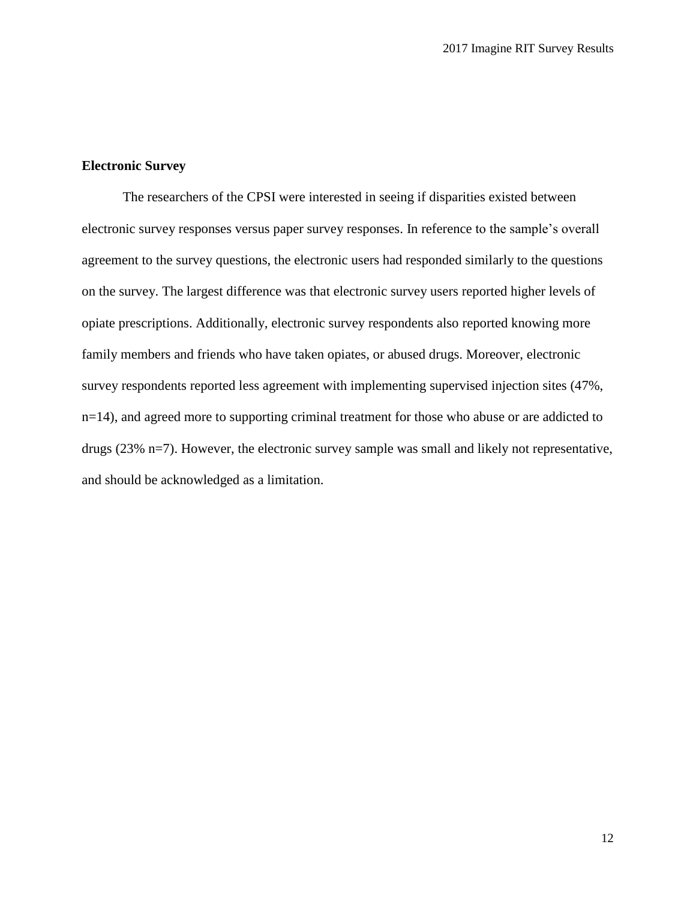**Electronic Survey**

The researchers of the CPSI were interested in seeing if disparities existed between electronic survey responses versus paper survey responses. In reference to the sample's overall agreement to the survey questions, the electronic users had responded similarly to the questions on the survey. The largest difference was that electronic survey users reported higher levels of opiate prescriptions. Additionally, electronic survey respondents also reported knowing more family members and friends who have taken opiates, or abused drugs. Moreover, electronic survey respondents reported less agreement with implementing supervised injection sites (47%, n=14), and agreed more to supporting criminal treatment for those who abuse or are addicted to drugs (23% n=7). However, the electronic survey sample was small and likely not representative, and should be acknowledged as a limitation.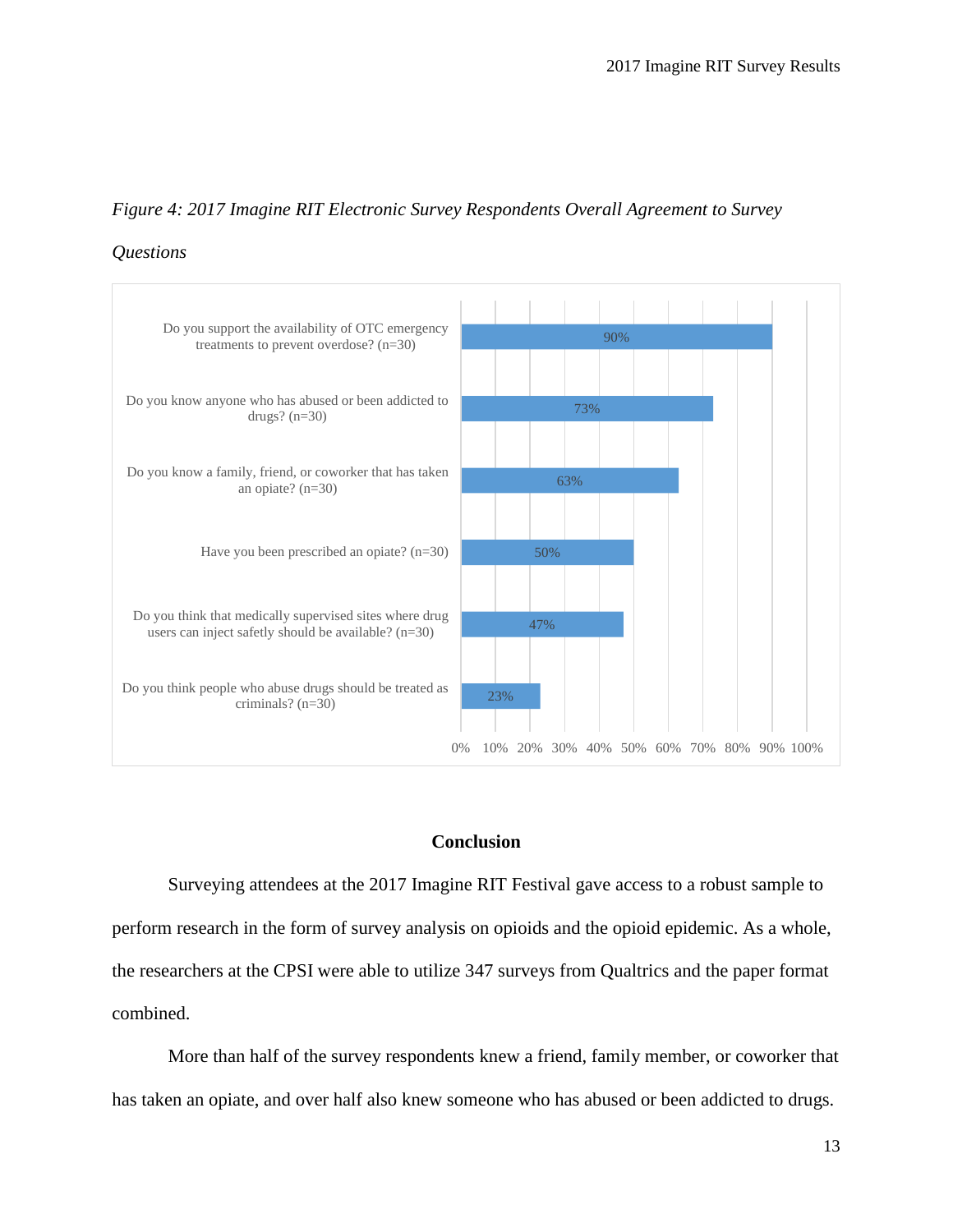*Figure 4: 2017 Imagine RIT Electronic Survey Respondents Overall Agreement to Survey Questions*

| Question | Agreement |
|---|---|
| Do you support the availability of OTC emergency treatments to prevent overdose? (n=30) | 90% |
| Do you know anyone who has abused or been addicted to drugs? (n=30) | 73% |
| Do you know a family, friend, or coworker that has taken an opiate? (n=30) | 63% |
| Have you been prescribed an opiate? (n=30) | 50% |
| Do you think that medically supervised sites where drug users can inject saftely should be available? (n=30) | 47% |
| Do you think people who abuse drugs should be treated as criminals? (n=30) | 23% |

## Conclusion

Surveying attendees at the 2017 Imagine RIT Festival gave access to a robust sample to perform research in the form of survey analysis on opioids and the opioid epidemic. As a whole, the researchers at the CPSI were able to utilize 347 surveys from Qualtrics and the paper format combined.

More than half of the survey respondents knew a friend, family member, or coworker that has taken an opiate, and over half also knew someone who has abused or been addicted to drugs.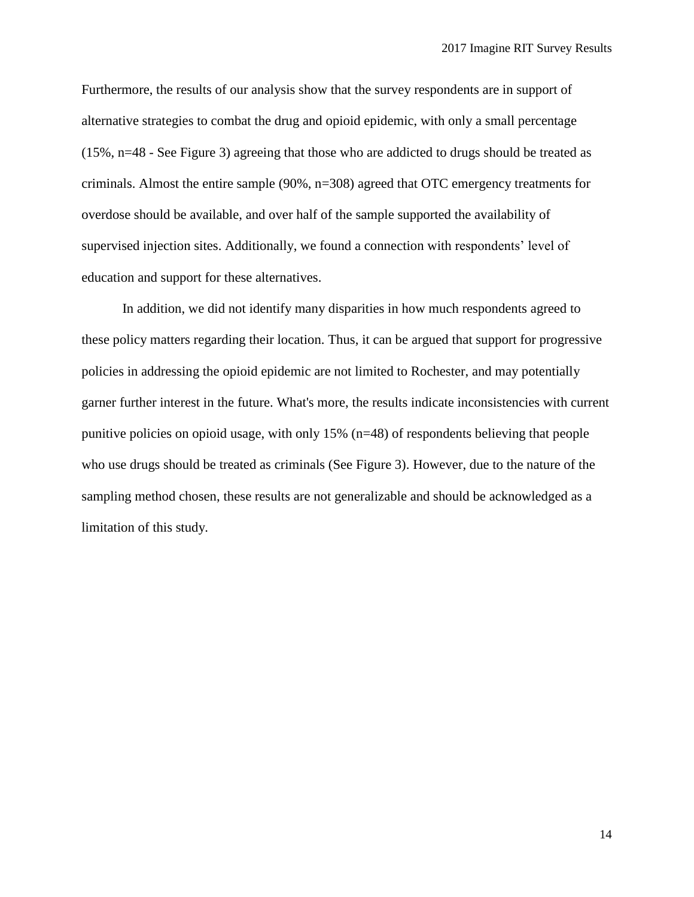Furthermore, the results of our analysis show that the survey respondents are in support of alternative strategies to combat the drug and opioid epidemic, with only a small percentage (15%, n=48 - See Figure 3) agreeing that those who are addicted to drugs should be treated as criminals. Almost the entire sample (90%, n=308) agreed that OTC emergency treatments for overdose should be available, and over half of the sample supported the availability of supervised injection sites. Additionally, we found a connection with respondents' level of education and support for these alternatives.

In addition, we did not identify many disparities in how much respondents agreed to these policy matters regarding their location. Thus, it can be argued that support for progressive policies in addressing the opioid epidemic are not limited to Rochester, and may potentially garner further interest in the future. What's more, the results indicate inconsistencies with current punitive policies on opioid usage, with only 15% (n=48) of respondents believing that people who use drugs should be treated as criminals (See Figure 3). However, due to the nature of the sampling method chosen, these results are not generalizable and should be acknowledged as a limitation of this study.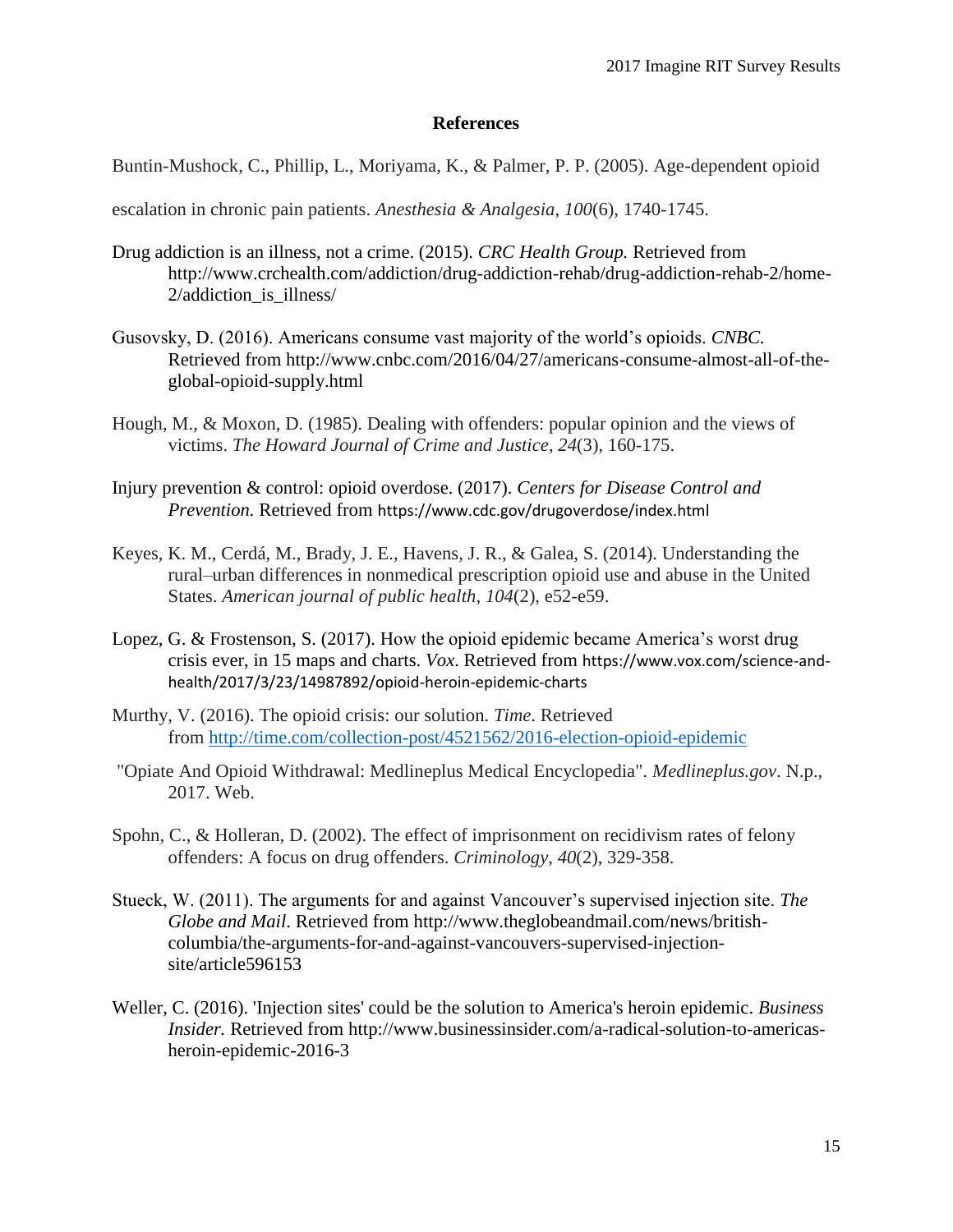## References

Buntin-Mushock, C., Phillip, L., Moriyama, K., & Palmer, P. P. (2005). Age-dependent opioid escalation in chronic pain patients. *Anesthesia & Analgesia*, *100*(6), 1740-1745.

Drug addiction is an illness, not a crime. (2015). *CRC Health Group.* Retrieved from http://www.crchealth.com/addiction/drug-addiction-rehab/drug-addiction-rehab-2/home-2/addiction_is_illness/

Gusovsky, D. (2016). Americans consume vast majority of the world's opioids. *CNBC.* Retrieved from http://www.cnbc.com/2016/04/27/americans-consume-almost-all-of-the-global-opioid-supply.html

Hough, M., & Moxon, D. (1985). Dealing with offenders: popular opinion and the views of victims. *The Howard Journal of Crime and Justice*, *24*(3), 160-175.

Injury prevention & control: opioid overdose. (2017). *Centers for Disease Control and Prevention.* Retrieved from https://www.cdc.gov/drugoverdose/index.html

Keyes, K. M., Cerdá, M., Brady, J. E., Havens, J. R., & Galea, S. (2014). Understanding the rural–urban differences in nonmedical prescription opioid use and abuse in the United States. *American journal of public health*, *104*(2), e52-e59.

Lopez, G. & Frostenson, S. (2017). How the opioid epidemic became America's worst drug crisis ever, in 15 maps and charts. *Vox*. Retrieved from https://www.vox.com/science-and-health/2017/3/23/14987892/opioid-heroin-epidemic-charts

Murthy, V. (2016). The opioid crisis: our solution. *Time*. Retrieved from http://time.com/collection-post/4521562/2016-election-opioid-epidemic

"Opiate And Opioid Withdrawal: Medlineplus Medical Encyclopedia". *Medlineplus.gov*. N.p., 2017. Web.

Spohn, C., & Holleran, D. (2002). The effect of imprisonment on recidivism rates of felony offenders: A focus on drug offenders. *Criminology*, *40*(2), 329-358.

Stueck, W. (2011). The arguments for and against Vancouver's supervised injection site. *The Globe and Mail*. Retrieved from http://www.theglobeandmail.com/news/british-columbia/the-arguments-for-and-against-vancouvers-supervised-injection-site/article596153

Weller, C. (2016). 'Injection sites' could be the solution to America's heroin epidemic. *Business Insider.* Retrieved from http://www.businessinsider.com/a-radical-solution-to-americas-heroin-epidemic-2016-3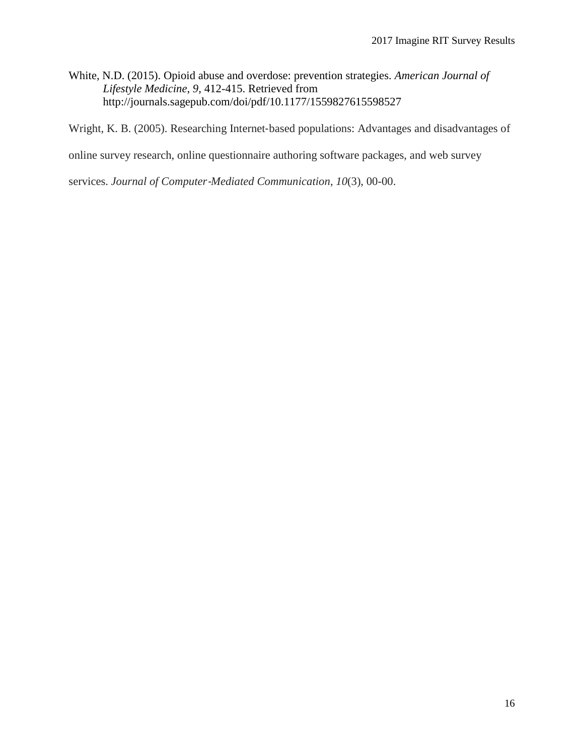White, N.D. (2015). Opioid abuse and overdose: prevention strategies. *American Journal of Lifestyle Medicine*, *9,* 412-415. Retrieved from http://journals.sagepub.com/doi/pdf/10.1177/1559827615598527

Wright, K. B. (2005). Researching Internet‐based populations: Advantages and disadvantages of online survey research, online questionnaire authoring software packages, and web survey services. *Journal of Computer‐Mediated Communication*, *10*(3), 00-00.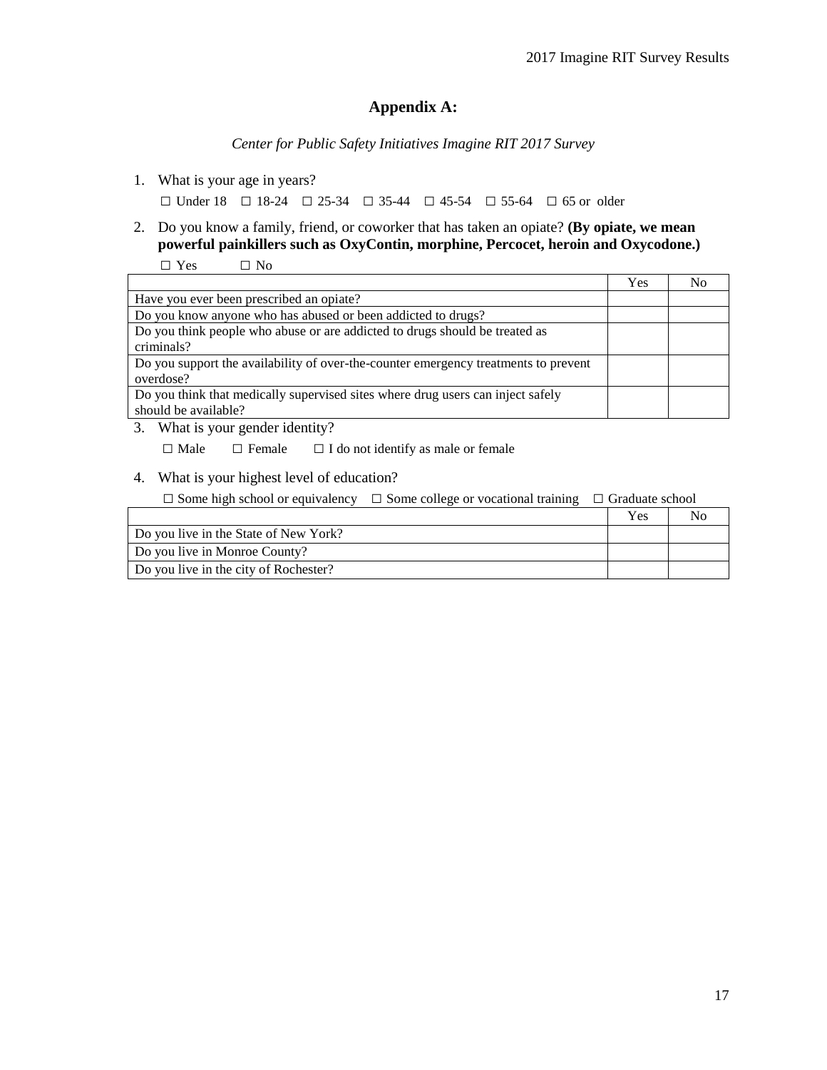## Appendix A:

*Center for Public Safety Initiatives Imagine RIT 2017 Survey*

1. What is your age in years?

   ☐ Under 18 ☐ 18-24 ☐ 25-34 ☐ 35-44 ☐ 45-54 ☐ 55-64 ☐ 65 or older

2. Do you know a family, friend, or coworker that has taken an opiate? **(By opiate, we mean powerful painkillers such as OxyContin, morphine, Percocet, heroin and Oxycodone.)**

   ☐ Yes ☐ No

| | Yes | No |
|---|---|---|
| Have you ever been prescribed an opiate? | | |
| Do you know anyone who has abused or been addicted to drugs? | | |
| Do you think people who abuse or are addicted to drugs should be treated as criminals? | | |
| Do you support the availability of over-the-counter emergency treatments to prevent overdose? | | |
| Do you think that medically supervised sites where drug users can inject safely should be available? | | |

3. What is your gender identity?

   ☐ Male ☐ Female ☐ I do not identify as male or female

4. What is your highest level of education?

   ☐ Some high school or equivalency ☐ Some college or vocational training ☐ Graduate school

| | Yes | No |
|---|---|---|
| Do you live in the State of New York? | | |
| Do you live in Monroe County? | | |
| Do you live in the city of Rochester? | | |